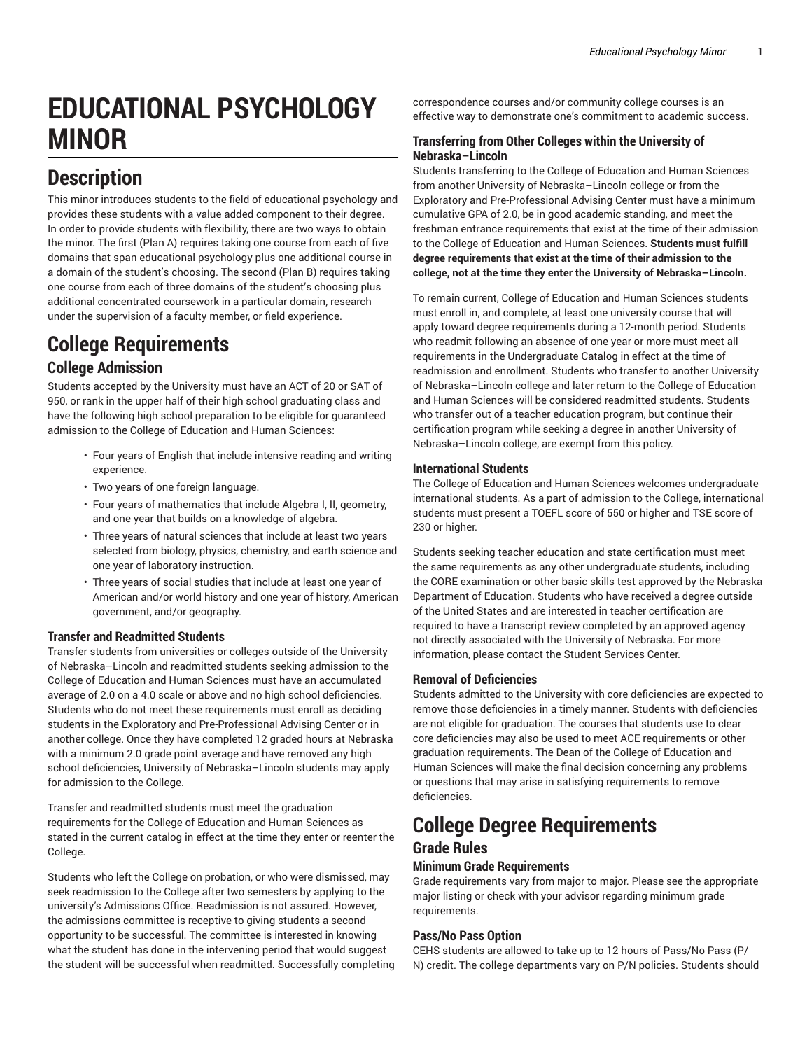# EDUCATIONAL PSYCHOLOGY MINOR

## Description

This minor introduces students to the field of educational psychology and provides these students with a value added component to their degree. In order to provide students with flexibility, there are two ways to obtain the minor. The first (Plan A) requires taking one course from each of five domains that span educational psychology plus one additional course in a domain of the student's choosing. The second (Plan B) requires taking one course from each of three domains of the student's choosing plus additional concentrated coursework in a particular domain, research under the supervision of a faculty member, or field experience.

## College Requirements

### College Admission

Students accepted by the University must have an ACT of 20 or SAT of 950, or rank in the upper half of their high school graduating class and have the following high school preparation to be eligible for guaranteed admission to the College of Education and Human Sciences:

- Four years of English that include intensive reading and writing experience.
- Two years of one foreign language.
- Four years of mathematics that include Algebra I, II, geometry, and one year that builds on a knowledge of algebra.
- Three years of natural sciences that include at least two years selected from biology, physics, chemistry, and earth science and one year of laboratory instruction.
- Three years of social studies that include at least one year of American and/or world history and one year of history, American government, and/or geography.

#### Transfer and Readmitted Students

Transfer students from universities or colleges outside of the University of Nebraska–Lincoln and readmitted students seeking admission to the College of Education and Human Sciences must have an accumulated average of 2.0 on a 4.0 scale or above and no high school deficiencies. Students who do not meet these requirements must enroll as deciding students in the Exploratory and Pre-Professional Advising Center or in another college. Once they have completed 12 graded hours at Nebraska with a minimum 2.0 grade point average and have removed any high school deficiencies, University of Nebraska–Lincoln students may apply for admission to the College.

Transfer and readmitted students must meet the graduation requirements for the College of Education and Human Sciences as stated in the current catalog in effect at the time they enter or reenter the College.

Students who left the College on probation, or who were dismissed, may seek readmission to the College after two semesters by applying to the university's Admissions Office. Readmission is not assured. However, the admissions committee is receptive to giving students a second opportunity to be successful. The committee is interested in knowing what the student has done in the intervening period that would suggest the student will be successful when readmitted. Successfully completing correspondence courses and/or community college courses is an effective way to demonstrate one's commitment to academic success.

#### Transferring from Other Colleges within the University of Nebraska–Lincoln

Students transferring to the College of Education and Human Sciences from another University of Nebraska–Lincoln college or from the Exploratory and Pre-Professional Advising Center must have a minimum cumulative GPA of 2.0, be in good academic standing, and meet the freshman entrance requirements that exist at the time of their admission to the College of Education and Human Sciences. **Students must fulfill degree requirements that exist at the time of their admission to the college, not at the time they enter the University of Nebraska–Lincoln.**

To remain current, College of Education and Human Sciences students must enroll in, and complete, at least one university course that will apply toward degree requirements during a 12-month period. Students who readmit following an absence of one year or more must meet all requirements in the Undergraduate Catalog in effect at the time of readmission and enrollment. Students who transfer to another University of Nebraska–Lincoln college and later return to the College of Education and Human Sciences will be considered readmitted students. Students who transfer out of a teacher education program, but continue their certification program while seeking a degree in another University of Nebraska–Lincoln college, are exempt from this policy.

#### International Students

The College of Education and Human Sciences welcomes undergraduate international students. As a part of admission to the College, international students must present a TOEFL score of 550 or higher and TSE score of 230 or higher.

Students seeking teacher education and state certification must meet the same requirements as any other undergraduate students, including the CORE examination or other basic skills test approved by the Nebraska Department of Education. Students who have received a degree outside of the United States and are interested in teacher certification are required to have a transcript review completed by an approved agency not directly associated with the University of Nebraska. For more information, please contact the Student Services Center.

#### Removal of Deficiencies

Students admitted to the University with core deficiencies are expected to remove those deficiencies in a timely manner. Students with deficiencies are not eligible for graduation. The courses that students use to clear core deficiencies may also be used to meet ACE requirements or other graduation requirements. The Dean of the College of Education and Human Sciences will make the final decision concerning any problems or questions that may arise in satisfying requirements to remove deficiencies.

## College Degree Requirements

### Grade Rules

#### Minimum Grade Requirements

Grade requirements vary from major to major. Please see the appropriate major listing or check with your advisor regarding minimum grade requirements.

#### Pass/No Pass Option

CEHS students are allowed to take up to 12 hours of Pass/No Pass (P/N) credit. The college departments vary on P/N policies. Students should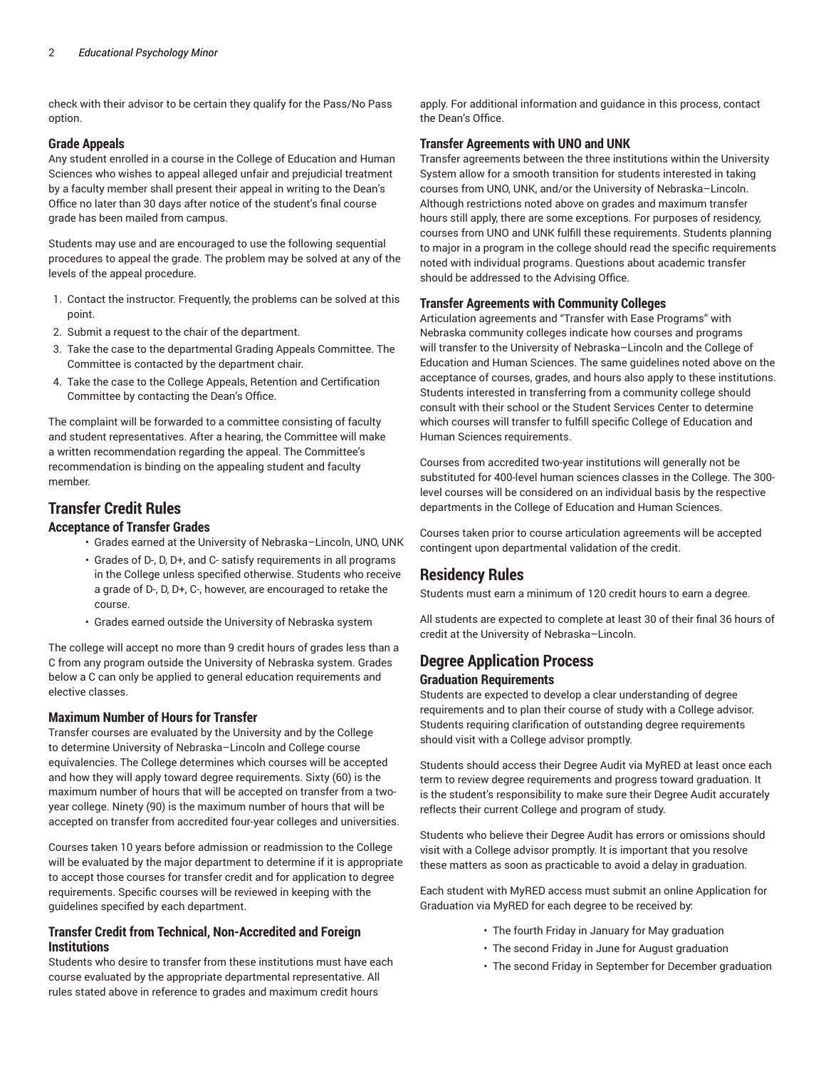check with their advisor to be certain they qualify for the Pass/No Pass option.

### Grade Appeals

Any student enrolled in a course in the College of Education and Human Sciences who wishes to appeal alleged unfair and prejudicial treatment by a faculty member shall present their appeal in writing to the Dean's Office no later than 30 days after notice of the student's final course grade has been mailed from campus.

Students may use and are encouraged to use the following sequential procedures to appeal the grade. The problem may be solved at any of the levels of the appeal procedure.

1. Contact the instructor. Frequently, the problems can be solved at this point.
2. Submit a request to the chair of the department.
3. Take the case to the departmental Grading Appeals Committee. The Committee is contacted by the department chair.
4. Take the case to the College Appeals, Retention and Certification Committee by contacting the Dean's Office.

The complaint will be forwarded to a committee consisting of faculty and student representatives. After a hearing, the Committee will make a written recommendation regarding the appeal. The Committee's recommendation is binding on the appealing student and faculty member.

## Transfer Credit Rules

### Acceptance of Transfer Grades

- Grades earned at the University of Nebraska–Lincoln, UNO, UNK
- Grades of D-, D, D+, and C- satisfy requirements in all programs in the College unless specified otherwise. Students who receive a grade of D-, D, D+, C-, however, are encouraged to retake the course.
- Grades earned outside the University of Nebraska system

The college will accept no more than 9 credit hours of grades less than a C from any program outside the University of Nebraska system. Grades below a C can only be applied to general education requirements and elective classes.

### Maximum Number of Hours for Transfer

Transfer courses are evaluated by the University and by the College to determine University of Nebraska–Lincoln and College course equivalencies. The College determines which courses will be accepted and how they will apply toward degree requirements. Sixty (60) is the maximum number of hours that will be accepted on transfer from a two-year college. Ninety (90) is the maximum number of hours that will be accepted on transfer from accredited four-year colleges and universities.

Courses taken 10 years before admission or readmission to the College will be evaluated by the major department to determine if it is appropriate to accept those courses for transfer credit and for application to degree requirements. Specific courses will be reviewed in keeping with the guidelines specified by each department.

### Transfer Credit from Technical, Non-Accredited and Foreign Institutions

Students who desire to transfer from these institutions must have each course evaluated by the appropriate departmental representative. All rules stated above in reference to grades and maximum credit hours apply. For additional information and guidance in this process, contact the Dean's Office.

### Transfer Agreements with UNO and UNK

Transfer agreements between the three institutions within the University System allow for a smooth transition for students interested in taking courses from UNO, UNK, and/or the University of Nebraska–Lincoln. Although restrictions noted above on grades and maximum transfer hours still apply, there are some exceptions. For purposes of residency, courses from UNO and UNK fulfill these requirements. Students planning to major in a program in the college should read the specific requirements noted with individual programs. Questions about academic transfer should be addressed to the Advising Office.

### Transfer Agreements with Community Colleges

Articulation agreements and "Transfer with Ease Programs" with Nebraska community colleges indicate how courses and programs will transfer to the University of Nebraska–Lincoln and the College of Education and Human Sciences. The same guidelines noted above on the acceptance of courses, grades, and hours also apply to these institutions. Students interested in transferring from a community college should consult with their school or the Student Services Center to determine which courses will transfer to fulfill specific College of Education and Human Sciences requirements.

Courses from accredited two-year institutions will generally not be substituted for 400-level human sciences classes in the College. The 300-level courses will be considered on an individual basis by the respective departments in the College of Education and Human Sciences.

Courses taken prior to course articulation agreements will be accepted contingent upon departmental validation of the credit.

## Residency Rules

Students must earn a minimum of 120 credit hours to earn a degree.

All students are expected to complete at least 30 of their final 36 hours of credit at the University of Nebraska–Lincoln.

## Degree Application Process

### Graduation Requirements

Students are expected to develop a clear understanding of degree requirements and to plan their course of study with a College advisor. Students requiring clarification of outstanding degree requirements should visit with a College advisor promptly.

Students should access their Degree Audit via MyRED at least once each term to review degree requirements and progress toward graduation. It is the student's responsibility to make sure their Degree Audit accurately reflects their current College and program of study.

Students who believe their Degree Audit has errors or omissions should visit with a College advisor promptly. It is important that you resolve these matters as soon as practicable to avoid a delay in graduation.

Each student with MyRED access must submit an online Application for Graduation via MyRED for each degree to be received by:

- The fourth Friday in January for May graduation
- The second Friday in June for August graduation
- The second Friday in September for December graduation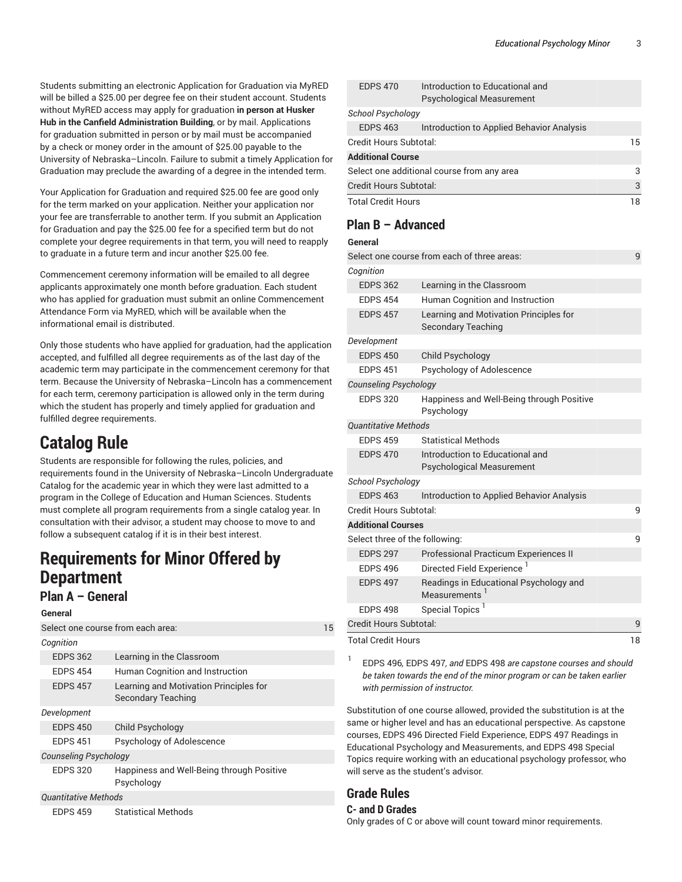Students submitting an electronic Application for Graduation via MyRED will be billed a $25.00 per degree fee on their student account. Students without MyRED access may apply for graduation **in person at Husker Hub in the Canfield Administration Building**, or by mail. Applications for graduation submitted in person or by mail must be accompanied by a check or money order in the amount of $25.00 payable to the University of Nebraska–Lincoln. Failure to submit a timely Application for Graduation may preclude the awarding of a degree in the intended term.

Your Application for Graduation and required $25.00 fee are good only for the term marked on your application. Neither your application nor your fee are transferrable to another term. If you submit an Application for Graduation and pay the $25.00 fee for a specified term but do not complete your degree requirements in that term, you will need to reapply to graduate in a future term and incur another $25.00 fee.

Commencement ceremony information will be emailed to all degree applicants approximately one month before graduation. Each student who has applied for graduation must submit an online Commencement Attendance Form via MyRED, which will be available when the informational email is distributed.

Only those students who have applied for graduation, had the application accepted, and fulfilled all degree requirements as of the last day of the academic term may participate in the commencement ceremony for that term. Because the University of Nebraska–Lincoln has a commencement for each term, ceremony participation is allowed only in the term during which the student has properly and timely applied for graduation and fulfilled degree requirements.

# Catalog Rule

Students are responsible for following the rules, policies, and requirements found in the University of Nebraska–Lincoln Undergraduate Catalog for the academic year in which they were last admitted to a program in the College of Education and Human Sciences. Students must complete all program requirements from a single catalog year. In consultation with their advisor, a student may choose to move to and follow a subsequent catalog if it is in their best interest.

# Requirements for Minor Offered by Department

## Plan A – General

| | | |
|---|---|---|
| **General** | | |
| Select one course from each area: | | 15 |
| *Cognition* | | |
| EDPS 362 | Learning in the Classroom | |
| EDPS 454 | Human Cognition and Instruction | |
| EDPS 457 | Learning and Motivation Principles for Secondary Teaching | |
| *Development* | | |
| EDPS 450 | Child Psychology | |
| EDPS 451 | Psychology of Adolescence | |
| *Counseling Psychology* | | |
| EDPS 320 | Happiness and Well-Being through Positive Psychology | |
| *Quantitative Methods* | | |
| EDPS 459 | Statistical Methods | |
| EDPS 470 | Introduction to Educational and Psychological Measurement | |
| *School Psychology* | | |
| EDPS 463 | Introduction to Applied Behavior Analysis | |
| Credit Hours Subtotal: | | 15 |
| **Additional Course** | | |
| Select one additional course from any area | | 3 |
| Credit Hours Subtotal: | | 3 |
| Total Credit Hours | | 18 |

## Plan B – Advanced

| | | |
|---|---|---|
| **General** | | |
| Select one course from each of three areas: | | 9 |
| *Cognition* | | |
| EDPS 362 | Learning in the Classroom | |
| EDPS 454 | Human Cognition and Instruction | |
| EDPS 457 | Learning and Motivation Principles for Secondary Teaching | |
| *Development* | | |
| EDPS 450 | Child Psychology | |
| EDPS 451 | Psychology of Adolescence | |
| *Counseling Psychology* | | |
| EDPS 320 | Happiness and Well-Being through Positive Psychology | |
| *Quantitative Methods* | | |
| EDPS 459 | Statistical Methods | |
| EDPS 470 | Introduction to Educational and Psychological Measurement | |
| *School Psychology* | | |
| EDPS 463 | Introduction to Applied Behavior Analysis | |
| Credit Hours Subtotal: | | 9 |
| **Additional Courses** | | |
| Select three of the following: | | 9 |
| EDPS 297 | Professional Practicum Experiences II | |
| EDPS 496 | Directed Field Experience [1] | |
| EDPS 497 | Readings in Educational Psychology and Measurements [1] | |
| EDPS 498 | Special Topics [1] | |
| Credit Hours Subtotal: | | 9 |
| Total Credit Hours | | 18 |

[1] EDPS 496*,* EDPS 497*, and* EDPS 498 *are capstone courses and should be taken towards the end of the minor program or can be taken earlier with permission of instructor.*

Substitution of one course allowed, provided the substitution is at the same or higher level and has an educational perspective. As capstone courses, EDPS 496 Directed Field Experience, EDPS 497 Readings in Educational Psychology and Measurements, and EDPS 498 Special Topics require working with an educational psychology professor, who will serve as the student's advisor.

## Grade Rules

### C- and D Grades

Only grades of C or above will count toward minor requirements.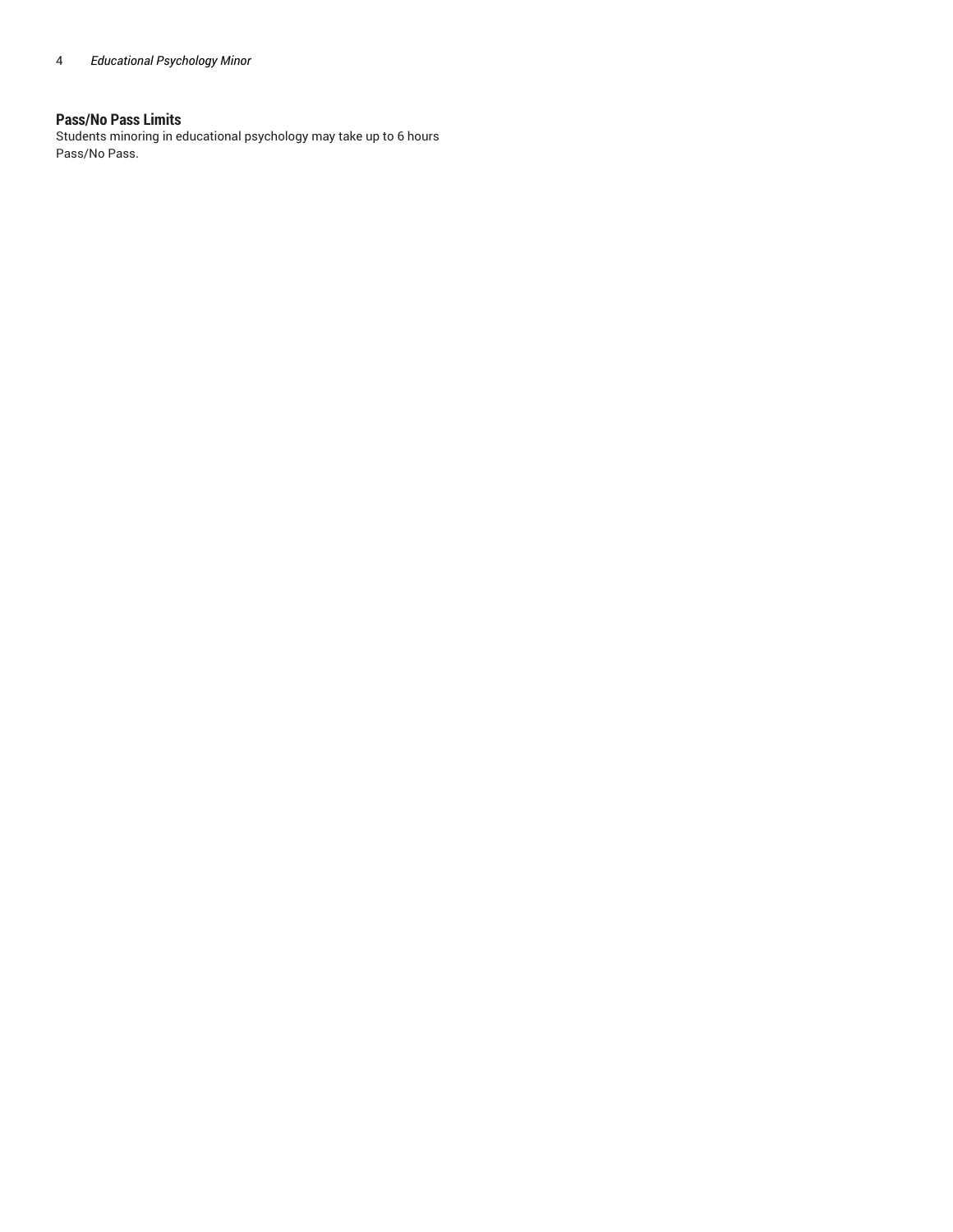## Pass/No Pass Limits

Students minoring in educational psychology may take up to 6 hours Pass/No Pass.